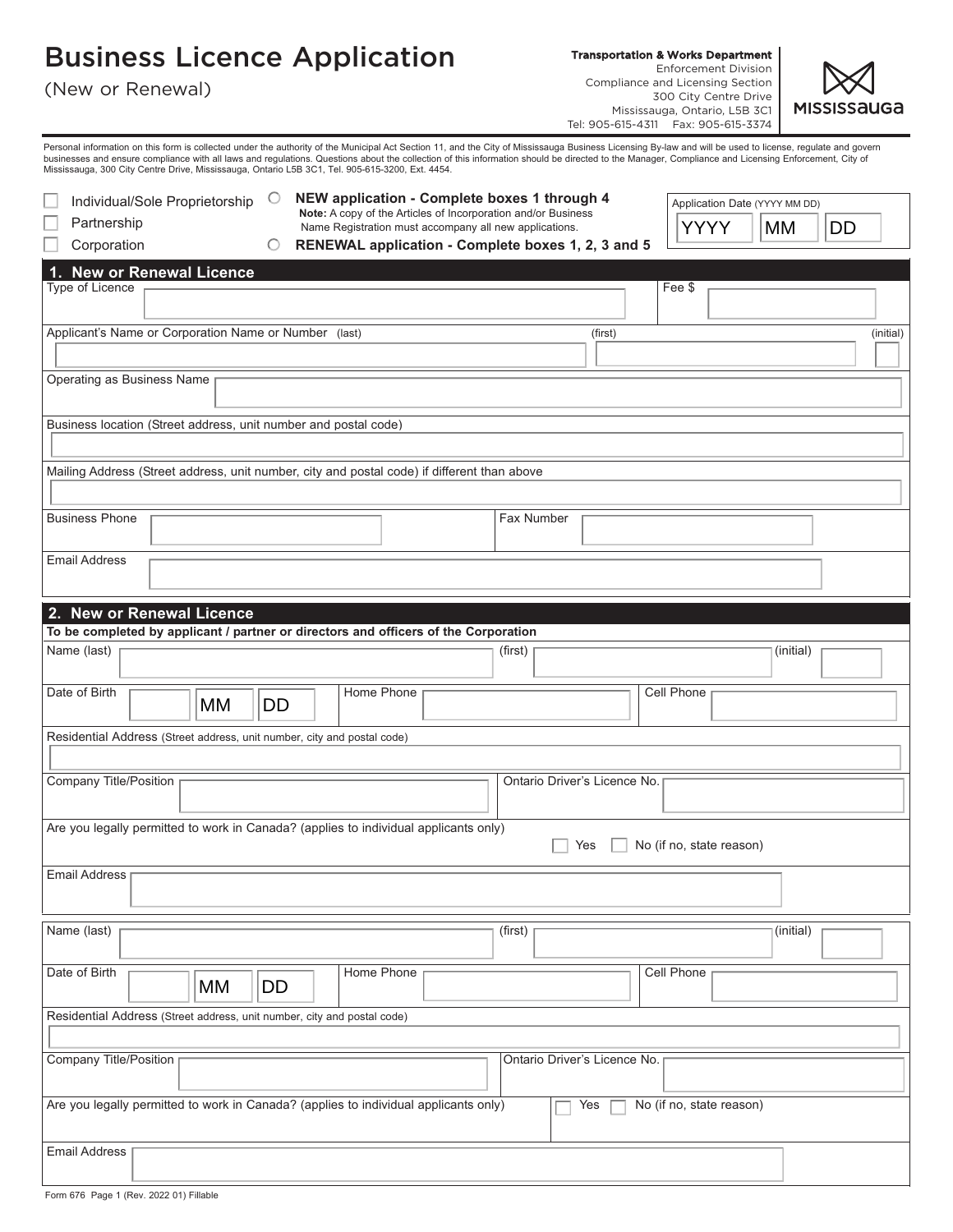# Business Licence Application

(New or Renewal)

**Transportation & Works Department**
Enforcement Division
Compliance and Licensing Section
300 City Centre Drive
Mississauga, Ontario, L5B 3C1
Tel: 905-615-4311 Fax: 905-615-3374

MISSISSAUGA

Personal information on this form is collected under the authority of the Municipal Act Section 11, and the City of Mississauga Business Licensing By-law and will be used to license, regulate and govern businesses and ensure compliance with all laws and regulations. Questions about the collection of this information should be directed to the Manager, Compliance and Licensing Enforcement, City of Mississauga, 300 City Centre Drive, Mississauga, Ontario L5B 3C1, Tel. 905-615-3200, Ext. 4454.

- ☐ Individual/Sole Proprietorship
- ☐ Partnership
- ☐ Corporation

- ○ **NEW application - Complete boxes 1 through 4**
  **Note:** A copy of the Articles of Incorporation and/or Business Name Registration must accompany all new applications.
- ○ **RENEWAL application - Complete boxes 1, 2, 3 and 5**

Application Date (YYYY MM DD): YYYY | MM | DD

## 1. New or Renewal Licence

| | |
|---|---|
| Type of Licence | Fee $ |
| Applicant's Name or Corporation Name or Number (last) | (first) (initial) |
| Operating as Business Name | |
| Business location (Street address, unit number and postal code) | |
| Mailing Address (Street address, unit number, city and postal code) if different than above | |
| Business Phone | Fax Number |
| Email Address | |

## 2. New or Renewal Licence

**To be completed by applicant / partner or directors and officers of the Corporation**

| | | |
|---|---|---|
| Name (last) | (first) | (initial) |
| Date of Birth (YYYY) MM DD | Home Phone | Cell Phone |
| Residential Address (Street address, unit number, city and postal code) | | |
| Company Title/Position | Ontario Driver's Licence No. | |
| Are you legally permitted to work in Canada? (applies to individual applicants only) | ☐ Yes ☐ No (if no, state reason) | |
| Email Address | | |

| | | |
|---|---|---|
| Name (last) | (first) | (initial) |
| Date of Birth (YYYY) MM DD | Home Phone | Cell Phone |
| Residential Address (Street address, unit number, city and postal code) | | |
| Company Title/Position | Ontario Driver's Licence No. | |
| Are you legally permitted to work in Canada? (applies to individual applicants only) | ☐ Yes ☐ No (if no, state reason) | |
| Email Address | | |

Form 676 Page 1 (Rev. 2022 01) Fillable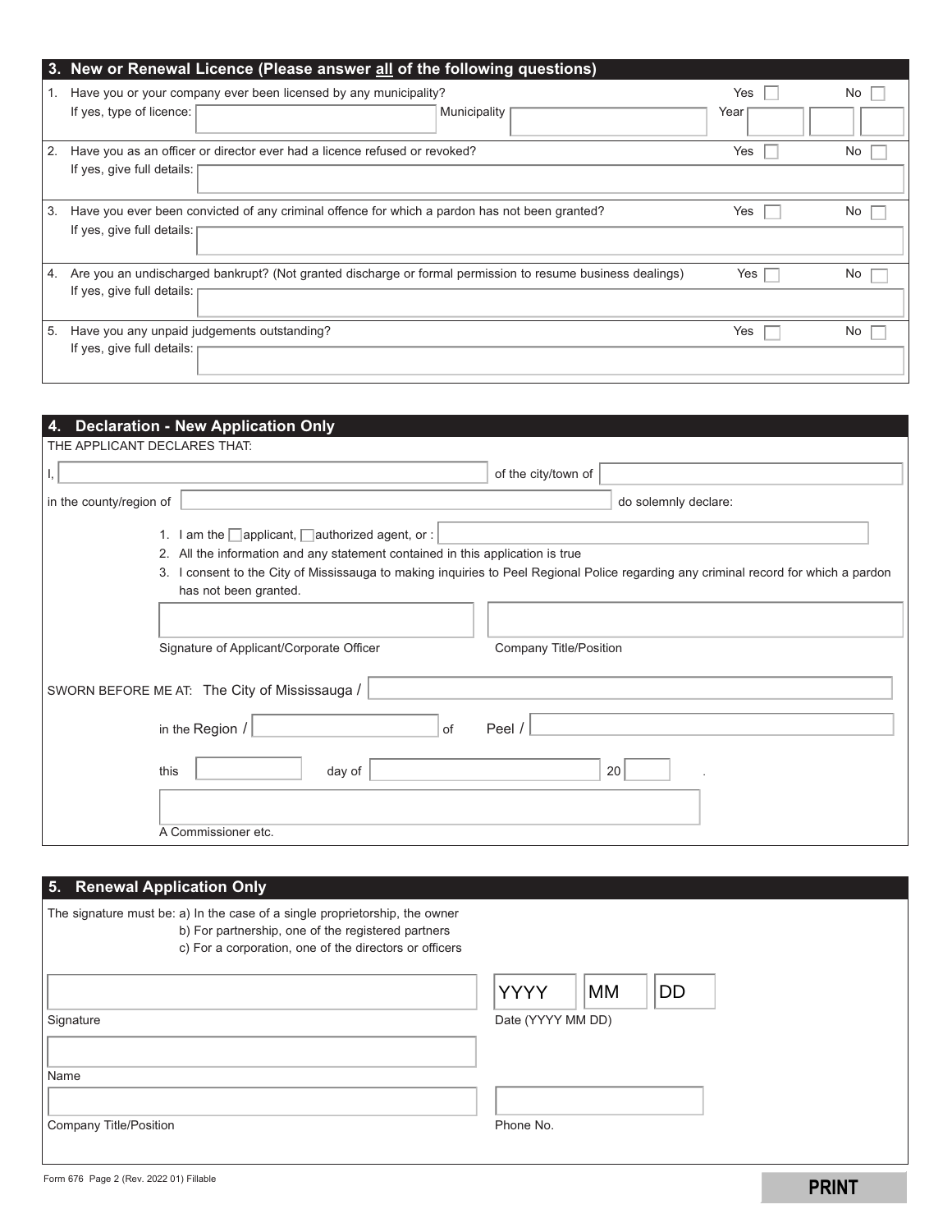## 3. New or Renewal Licence (Please answer all of the following questions)

1. Have you or your company ever been licensed by any municipality? Yes ☐ No ☐
   If yes, type of licence: ____________ Municipality ____________ Year ____________

2. Have you as an officer or director ever had a licence refused or revoked? Yes ☐ No ☐
   If yes, give full details: ____________

3. Have you ever been convicted of any criminal offence for which a pardon has not been granted? Yes ☐ No ☐
   If yes, give full details: ____________

4. Are you an undischarged bankrupt? (Not granted discharge or formal permission to resume business dealings) Yes ☐ No ☐
   If yes, give full details: ____________

5. Have you any unpaid judgements outstanding? Yes ☐ No ☐
   If yes, give full details: ____________

## 4. Declaration - New Application Only

THE APPLICANT DECLARES THAT:

I, ____________ of the city/town of ____________

in the county/region of ____________ do solemnly declare:

1. I am the ☐ applicant, ☐ authorized agent, or : ____________
2. All the information and any statement contained in this application is true
3. I consent to the City of Mississauga to making inquiries to Peel Regional Police regarding any criminal record for which a pardon has not been granted.

____________ Signature of Applicant/Corporate Officer

____________ Company Title/Position

SWORN BEFORE ME AT: The City of Mississauga / ____________

in the Region / ____________ of Peel / ____________

this ____________ day of ____________ 20 ____ .

____________ A Commissioner etc.

## 5. Renewal Application Only

The signature must be: a) In the case of a single proprietorship, the owner
b) For partnership, one of the registered partners
c) For a corporation, one of the directors or officers

____________ Signature

YYYY MM DD Date (YYYY MM DD)

____________ Name

____________ Company Title/Position

____________ Phone No.

Form 676 Page 2 (Rev. 2022 01) Fillable

PRINT